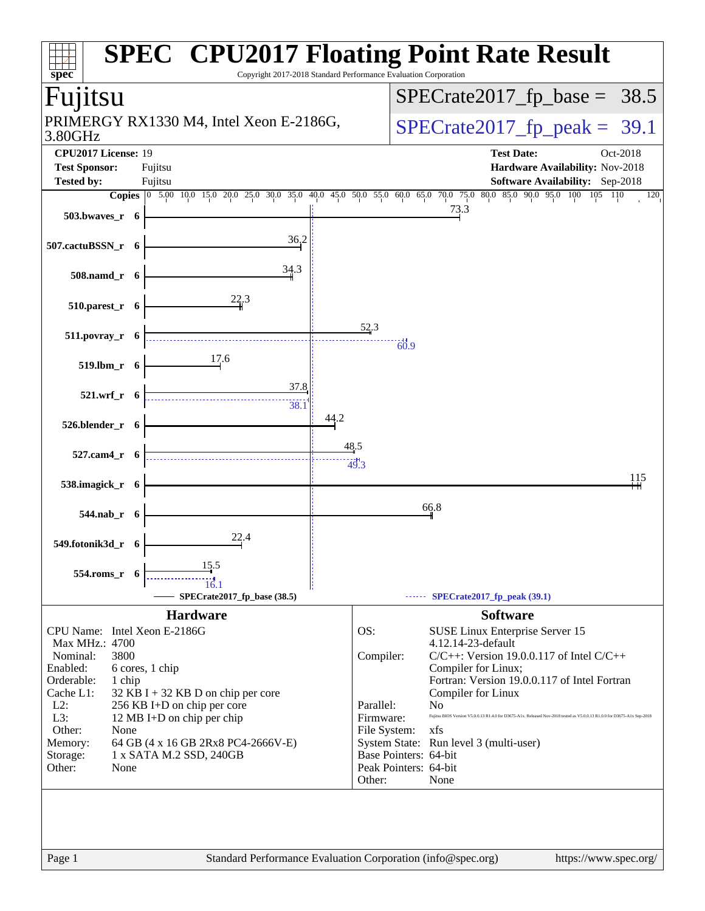# SPEC CPU2017 Floating Point Rate Result

Copyright 2017-2018 Standard Performance Evaluation Corporation

## Fujitsu

PRIMERGY RX1330 M4, Intel Xeon E-2186G, 3.80GHz

SPECrate2017_fp_base = 38.5

SPECrate2017_fp_peak = 39.1

| | | | |
|---|---|---|---|
| **CPU2017 License:** | 19 | **Test Date:** | Oct-2018 |
| **Test Sponsor:** | Fujitsu | **Hardware Availability:** | Nov-2018 |
| **Tested by:** | Fujitsu | **Software Availability:** | Sep-2018 |

| Benchmark | Copies | Base | Peak |
|---|---|---|---|
| 503.bwaves_r | 6 | 73.3 | |
| 507.cactuBSSN_r | 6 | 36.2 | |
| 508.namd_r | 6 | 34.3 | |
| 510.parest_r | 6 | 22.3 | |
| 511.povray_r | 6 | 52.3 | 60.9 |
| 519.lbm_r | 6 | 17.6 | |
| 521.wrf_r | 6 | 37.8 | 38.1 |
| 526.blender_r | 6 | 44.2 | |
| 527.cam4_r | 6 | 48.5 | 49.3 |
| 538.imagick_r | 6 | 115 | |
| 544.nab_r | 6 | 66.8 | |
| 549.fotonik3d_r | 6 | 22.4 | |
| 554.roms_r | 6 | 15.5 | 16.1 |

SPECrate2017_fp_base (38.5) — SPECrate2017_fp_peak (39.1)

### Hardware

| | |
|---|---|
| CPU Name: | Intel Xeon E-2186G |
| Max MHz.: | 4700 |
| Nominal: | 3800 |
| Enabled: | 6 cores, 1 chip |
| Orderable: | 1 chip |
| Cache L1: | 32 KB I + 32 KB D on chip per core |
| L2: | 256 KB I+D on chip per core |
| L3: | 12 MB I+D on chip per chip |
| Other: | None |
| Memory: | 64 GB (4 x 16 GB 2Rx8 PC4-2666V-E) |
| Storage: | 1 x SATA M.2 SSD, 240GB |
| Other: | None |

### Software

| | |
|---|---|
| OS: | SUSE Linux Enterprise Server 15 4.12.14-23-default |
| Compiler: | C/C++: Version 19.0.0.117 of Intel C/C++ Compiler for Linux; Fortran: Version 19.0.0.117 of Intel Fortran Compiler for Linux |
| Parallel: | No |
| Firmware: | Fujitsu BIOS Version V5.0.0.13 R1.4.0 for D3675-A1x. Released Nov-2018 tested as V5.0.0.13 R1.0.0 for D3675-A1x Sep-2018 |
| File System: | xfs |
| System State: | Run level 3 (multi-user) |
| Base Pointers: | 64-bit |
| Peak Pointers: | 64-bit |
| Other: | None |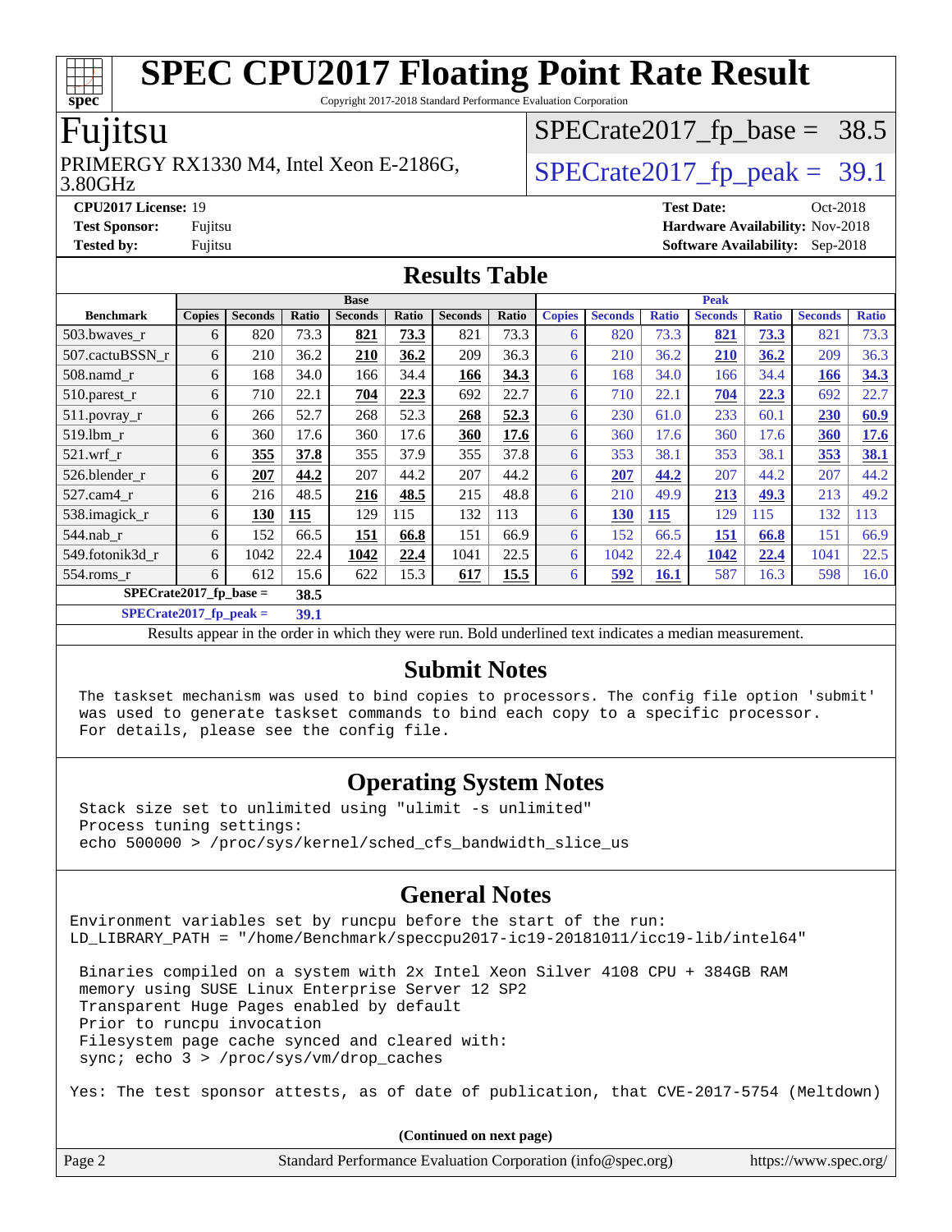# SPEC CPU2017 Floating Point Rate Result

Copyright 2017-2018 Standard Performance Evaluation Corporation

## Fujitsu

PRIMERGY RX1330 M4, Intel Xeon E-2186G, 3.80GHz

SPECrate2017_fp_base = 38.5

SPECrate2017_fp_peak = 39.1

**CPU2017 License:** 19
**Test Sponsor:** Fujitsu
**Tested by:** Fujitsu

**Test Date:** Oct-2018
**Hardware Availability:** Nov-2018
**Software Availability:** Sep-2018

## Results Table

| | Base | | | | | | | Peak | | | | | | |
|---|---|---|---|---|---|---|---|---|---|---|---|---|---|---|
| **Benchmark** | **Copies** | **Seconds** | **Ratio** | **Seconds** | **Ratio** | **Seconds** | **Ratio** | **Copies** | **Seconds** | **Ratio** | **Seconds** | **Ratio** | **Seconds** | **Ratio** |
| 503.bwaves_r | 6 | 820 | 73.3 | **821** | **73.3** | 821 | 73.3 | 6 | 820 | 73.3 | **821** | **73.3** | 821 | 73.3 |
| 507.cactuBSSN_r | 6 | 210 | 36.2 | **210** | **36.2** | 209 | 36.3 | 6 | 210 | 36.2 | **210** | **36.2** | 209 | 36.3 |
| 508.namd_r | 6 | 168 | 34.0 | 166 | 34.4 | **166** | **34.3** | 6 | 168 | 34.0 | 166 | 34.4 | **166** | **34.3** |
| 510.parest_r | 6 | 710 | 22.1 | **704** | **22.3** | 692 | 22.7 | 6 | 710 | 22.1 | **704** | **22.3** | 692 | 22.7 |
| 511.povray_r | 6 | 266 | 52.7 | 268 | 52.3 | **268** | **52.3** | 6 | 230 | 61.0 | 233 | 60.1 | **230** | **60.9** |
| 519.lbm_r | 6 | 360 | 17.6 | 360 | 17.6 | **360** | **17.6** | 6 | 360 | 17.6 | 360 | 17.6 | **360** | **17.6** |
| 521.wrf_r | 6 | **355** | **37.8** | 355 | 37.9 | 355 | 37.8 | 6 | 353 | 38.1 | 353 | 38.1 | **353** | **38.1** |
| 526.blender_r | 6 | **207** | **44.2** | 207 | 44.2 | 207 | 44.2 | 6 | **207** | **44.2** | 207 | 44.2 | 207 | 44.2 |
| 527.cam4_r | 6 | 216 | 48.5 | **216** | **48.5** | 215 | 48.8 | 6 | 210 | 49.9 | **213** | **49.3** | 213 | 49.2 |
| 538.imagick_r | 6 | **130** | **115** | 129 | 115 | 132 | 113 | 6 | **130** | **115** | 129 | 115 | 132 | 113 |
| 544.nab_r | 6 | 152 | 66.5 | **151** | **66.8** | 151 | 66.9 | 6 | 152 | 66.5 | **151** | **66.8** | 151 | 66.9 |
| 549.fotonik3d_r | 6 | 1042 | 22.4 | **1042** | **22.4** | 1041 | 22.5 | 6 | 1042 | 22.4 | **1042** | **22.4** | 1041 | 22.5 |
| 554.roms_r | 6 | 612 | 15.6 | 622 | 15.3 | **617** | **15.5** | 6 | **592** | **16.1** | 587 | 16.3 | 598 | 16.0 |

**SPECrate2017_fp_base = 38.5**

**SPECrate2017_fp_peak = 39.1**

Results appear in the order in which they were run. Bold underlined text indicates a median measurement.

## Submit Notes

```
The taskset mechanism was used to bind copies to processors. The config file option 'submit'
was used to generate taskset commands to bind each copy to a specific processor.
For details, please see the config file.
```

## Operating System Notes

```
Stack size set to unlimited using "ulimit -s unlimited"
Process tuning settings:
echo 500000 > /proc/sys/kernel/sched_cfs_bandwidth_slice_us
```

## General Notes

```
Environment variables set by runcpu before the start of the run:
LD_LIBRARY_PATH = "/home/Benchmark/speccpu2017-ic19-20181011/icc19-lib/intel64"

 Binaries compiled on a system with 2x Intel Xeon Silver 4108 CPU + 384GB RAM
 memory using SUSE Linux Enterprise Server 12 SP2
 Transparent Huge Pages enabled by default
 Prior to runcpu invocation
 Filesystem page cache synced and cleared with:
 sync; echo 3 > /proc/sys/vm/drop_caches

Yes: The test sponsor attests, as of date of publication, that CVE-2017-5754 (Meltdown)
```

**(Continued on next page)**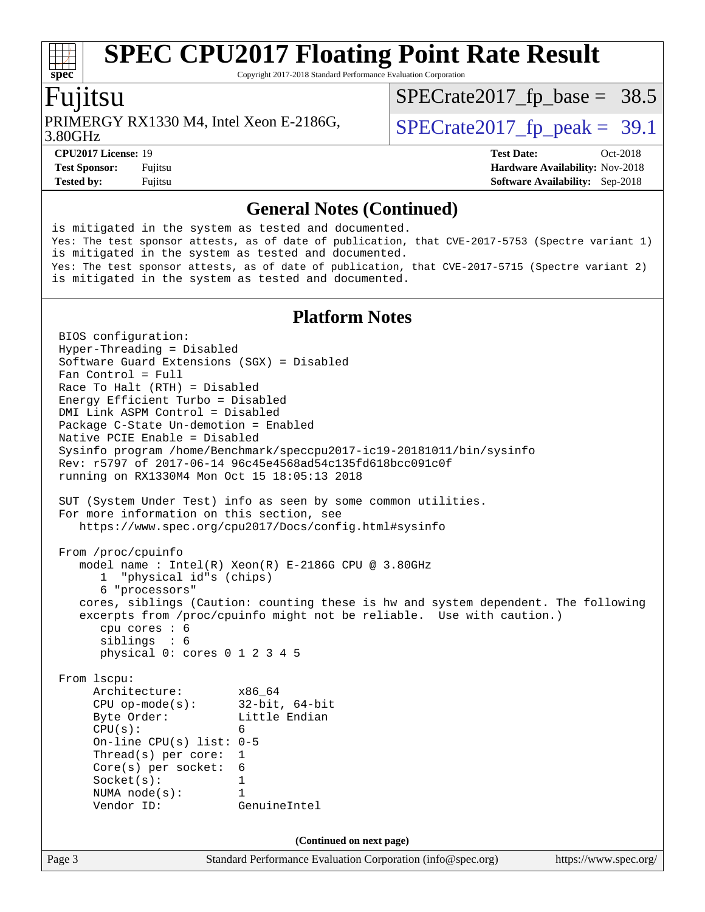## General Notes (Continued)

```
is mitigated in the system as tested and documented.
Yes: The test sponsor attests, as of date of publication, that CVE-2017-5753 (Spectre variant 1)
is mitigated in the system as tested and documented.
Yes: The test sponsor attests, as of date of publication, that CVE-2017-5715 (Spectre variant 2)
is mitigated in the system as tested and documented.
```

## Platform Notes

```
BIOS configuration:
Hyper-Threading = Disabled
Software Guard Extensions (SGX) = Disabled
Fan Control = Full
Race To Halt (RTH) = Disabled
Energy Efficient Turbo = Disabled
DMI Link ASPM Control = Disabled
Package C-State Un-demotion = Enabled
Native PCIE Enable = Disabled
Sysinfo program /home/Benchmark/speccpu2017-ic19-20181011/bin/sysinfo
Rev: r5797 of 2017-06-14 96c45e4568ad54c135fd618bcc091c0f
running on RX1330M4 Mon Oct 15 18:05:13 2018

SUT (System Under Test) info as seen by some common utilities.
For more information on this section, see
   https://www.spec.org/cpu2017/Docs/config.html#sysinfo

From /proc/cpuinfo
   model name : Intel(R) Xeon(R) E-2186G CPU @ 3.80GHz
      1  "physical id"s (chips)
      6 "processors"
   cores, siblings (Caution: counting these is hw and system dependent. The following
   excerpts from /proc/cpuinfo might not be reliable.  Use with caution.)
      cpu cores : 6
      siblings  : 6
      physical 0: cores 0 1 2 3 4 5

From lscpu:
     Architecture:          x86_64
     CPU op-mode(s):        32-bit, 64-bit
     Byte Order:            Little Endian
     CPU(s):                6
     On-line CPU(s) list:   0-5
     Thread(s) per core:    1
     Core(s) per socket:    6
     Socket(s):             1
     NUMA node(s):          1
     Vendor ID:             GenuineIntel
```

**(Continued on next page)**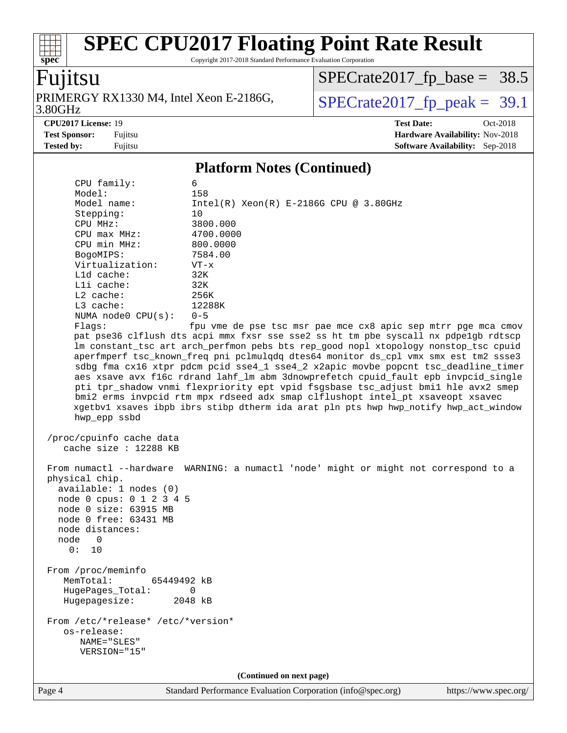## Platform Notes (Continued)

```
    CPU family:          6
    Model:               158
    Model name:          Intel(R) Xeon(R) E-2186G CPU @ 3.80GHz
    Stepping:            10
    CPU MHz:             3800.000
    CPU max MHz:         4700.0000
    CPU min MHz:         800.0000
    BogoMIPS:            7584.00
    Virtualization:      VT-x
    L1d cache:           32K
    L1i cache:           32K
    L2 cache:            256K
    L3 cache:            12288K
    NUMA node0 CPU(s):   0-5
    Flags:               fpu vme de pse tsc msr pae mce cx8 apic sep mtrr pge mca cmov
    pat pse36 clflush dts acpi mmx fxsr sse sse2 ss ht tm pbe syscall nx pdpe1gb rdtscp
    lm constant_tsc art arch_perfmon pebs bts rep_good nopl xtopology nonstop_tsc cpuid
    aperfmperf tsc_known_freq pni pclmulqdq dtes64 monitor ds_cpl vmx smx est tm2 ssse3
    sdbg fma cx16 xtpr pdcm pcid sse4_1 sse4_2 x2apic movbe popcnt tsc_deadline_timer
    aes xsave avx f16c rdrand lahf_lm abm 3dnowprefetch cpuid_fault epb invpcid_single
    pti tpr_shadow vnmi flexpriority ept vpid fsgsbase tsc_adjust bmi1 hle avx2 smep
    bmi2 erms invpcid rtm mpx rdseed adx smap clflushopt intel_pt xsaveopt xsavec
    xgetbv1 xsaves ibpb ibrs stibp dtherm ida arat pln pts hwp hwp_notify hwp_act_window
    hwp_epp ssbd

 /proc/cpuinfo cache data
    cache size : 12288 KB

 From numactl --hardware  WARNING: a numactl 'node' might or might not correspond to a
 physical chip.
   available: 1 nodes (0)
   node 0 cpus: 0 1 2 3 4 5
   node 0 size: 63915 MB
   node 0 free: 63431 MB
   node distances:
   node   0
     0:  10

 From /proc/meminfo
    MemTotal:       65449492 kB
    HugePages_Total:       0
    Hugepagesize:       2048 kB

 From /etc/*release* /etc/*version*
    os-release:
       NAME="SLES"
       VERSION="15"
```

(Continued on next page)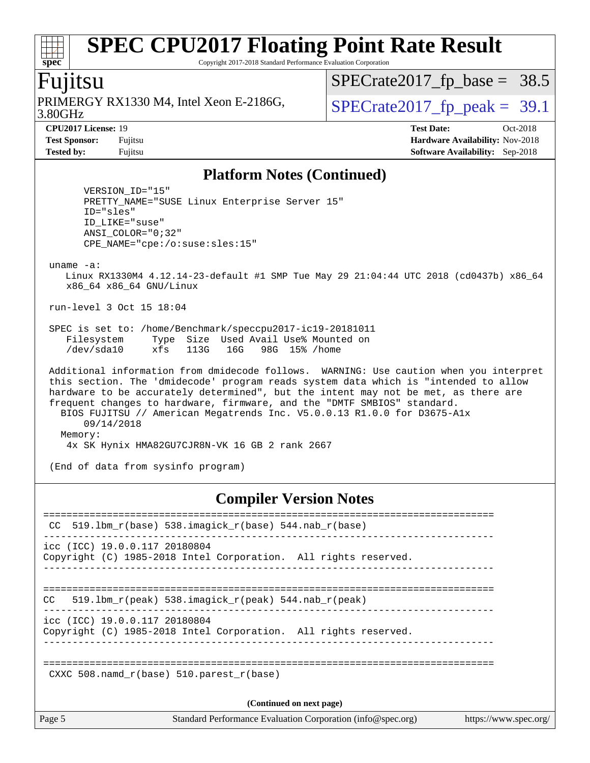# SPEC CPU2017 Floating Point Rate Result

Copyright 2017-2018 Standard Performance Evaluation Corporation

## Fujitsu

PRIMERGY RX1330 M4, Intel Xeon E-2186G, 3.80GHz

SPECrate2017_fp_base = 38.5

SPECrate2017_fp_peak = 39.1

**CPU2017 License:** 19
**Test Sponsor:** Fujitsu
**Tested by:** Fujitsu

**Test Date:** Oct-2018
**Hardware Availability:** Nov-2018
**Software Availability:** Sep-2018

## Platform Notes (Continued)

```
       VERSION_ID="15"
       PRETTY_NAME="SUSE Linux Enterprise Server 15"
       ID="sles"
       ID_LIKE="suse"
       ANSI_COLOR="0;32"
       CPE_NAME="cpe:/o:suse:sles:15"

 uname -a:
    Linux RX1330M4 4.12.14-23-default #1 SMP Tue May 29 21:04:44 UTC 2018 (cd0437b) x86_64
    x86_64 x86_64 GNU/Linux

 run-level 3 Oct 15 18:04

 SPEC is set to: /home/Benchmark/speccpu2017-ic19-20181011
    Filesystem     Type  Size  Used Avail Use% Mounted on
    /dev/sda10     xfs   113G   16G   98G  15% /home

 Additional information from dmidecode follows.  WARNING: Use caution when you interpret
 this section. The 'dmidecode' program reads system data which is "intended to allow
 hardware to be accurately determined", but the intent may not be met, as there are
 frequent changes to hardware, firmware, and the "DMTF SMBIOS" standard.
   BIOS FUJITSU // American Megatrends Inc. V5.0.0.13 R1.0.0 for D3675-A1x
       09/14/2018
   Memory:
    4x SK Hynix HMA82GU7CJR8N-VK 16 GB 2 rank 2667

 (End of data from sysinfo program)
```

## Compiler Version Notes

```
==============================================================================
 CC  519.lbm_r(base) 538.imagick_r(base) 544.nab_r(base)
------------------------------------------------------------------------------
icc (ICC) 19.0.0.117 20180804
Copyright (C) 1985-2018 Intel Corporation.  All rights reserved.
------------------------------------------------------------------------------

==============================================================================
CC   519.lbm_r(peak) 538.imagick_r(peak) 544.nab_r(peak)
------------------------------------------------------------------------------
icc (ICC) 19.0.0.117 20180804
Copyright (C) 1985-2018 Intel Corporation.  All rights reserved.
------------------------------------------------------------------------------

==============================================================================
 CXXC 508.namd_r(base) 510.parest_r(base)
```

(Continued on next page)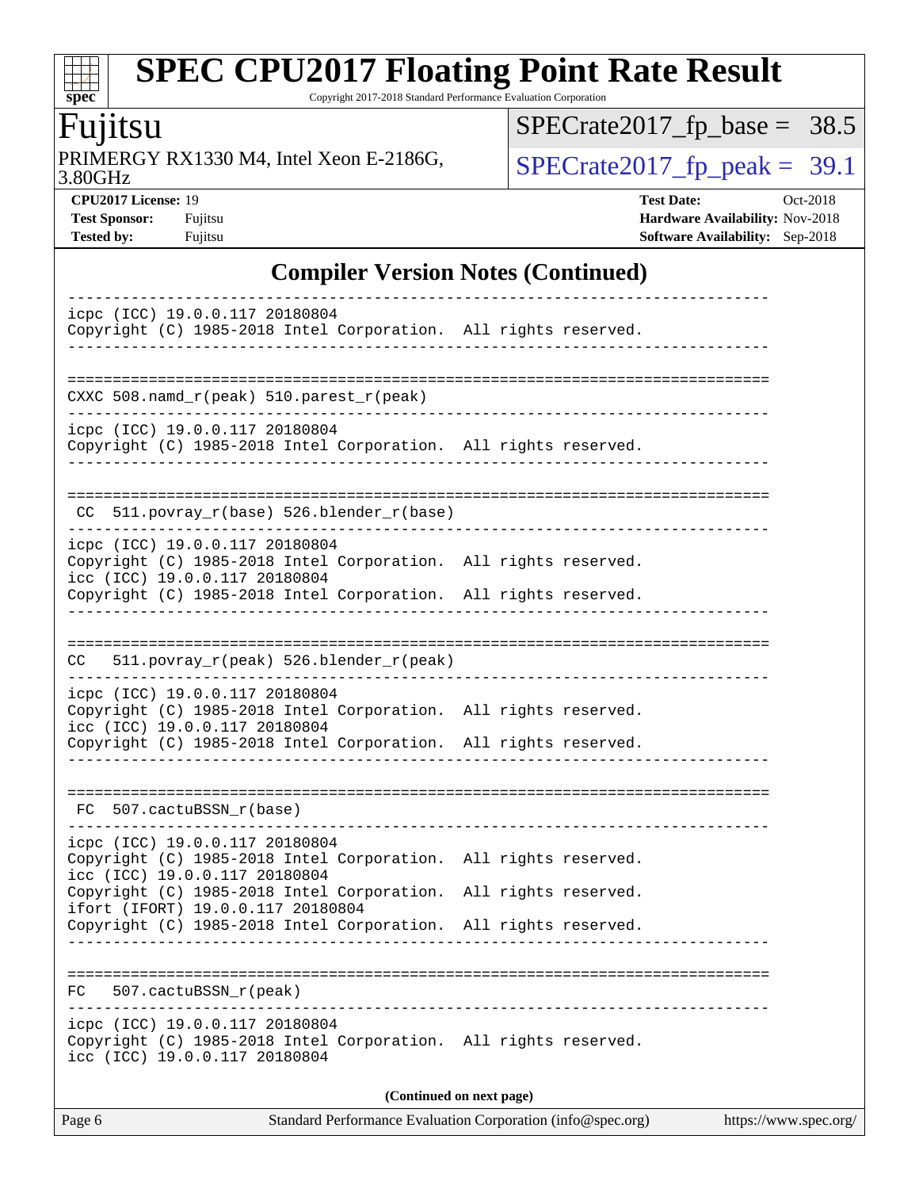## Compiler Version Notes (Continued)

```
------------------------------------------------------------------------------
icpc (ICC) 19.0.0.117 20180804
Copyright (C) 1985-2018 Intel Corporation.  All rights reserved.
------------------------------------------------------------------------------

==============================================================================
CXXC 508.namd_r(peak) 510.parest_r(peak)
------------------------------------------------------------------------------
icpc (ICC) 19.0.0.117 20180804
Copyright (C) 1985-2018 Intel Corporation.  All rights reserved.
------------------------------------------------------------------------------

==============================================================================
 CC  511.povray_r(base) 526.blender_r(base)
------------------------------------------------------------------------------
icpc (ICC) 19.0.0.117 20180804
Copyright (C) 1985-2018 Intel Corporation.  All rights reserved.
icc (ICC) 19.0.0.117 20180804
Copyright (C) 1985-2018 Intel Corporation.  All rights reserved.
------------------------------------------------------------------------------

==============================================================================
CC   511.povray_r(peak) 526.blender_r(peak)
------------------------------------------------------------------------------
icpc (ICC) 19.0.0.117 20180804
Copyright (C) 1985-2018 Intel Corporation.  All rights reserved.
icc (ICC) 19.0.0.117 20180804
Copyright (C) 1985-2018 Intel Corporation.  All rights reserved.
------------------------------------------------------------------------------

==============================================================================
 FC  507.cactuBSSN_r(base)
------------------------------------------------------------------------------
icpc (ICC) 19.0.0.117 20180804
Copyright (C) 1985-2018 Intel Corporation.  All rights reserved.
icc (ICC) 19.0.0.117 20180804
Copyright (C) 1985-2018 Intel Corporation.  All rights reserved.
ifort (IFORT) 19.0.0.117 20180804
Copyright (C) 1985-2018 Intel Corporation.  All rights reserved.
------------------------------------------------------------------------------

==============================================================================
FC   507.cactuBSSN_r(peak)
------------------------------------------------------------------------------
icpc (ICC) 19.0.0.117 20180804
Copyright (C) 1985-2018 Intel Corporation.  All rights reserved.
icc (ICC) 19.0.0.117 20180804
```

**(Continued on next page)**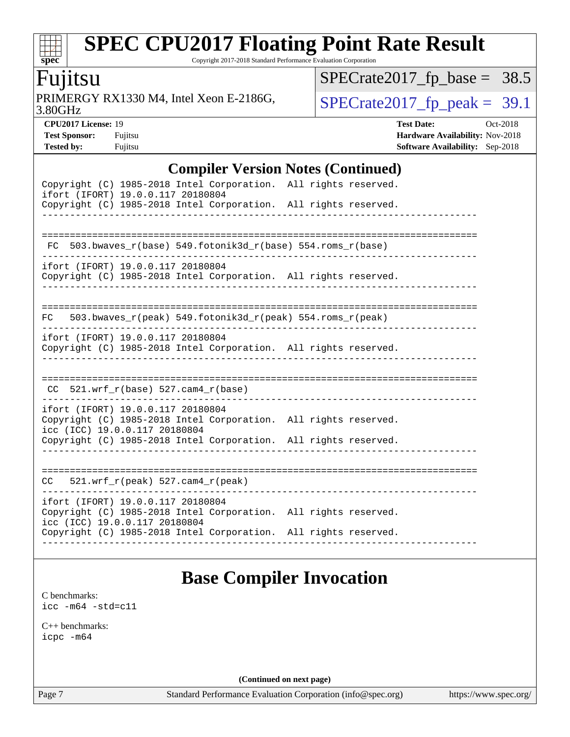## Compiler Version Notes (Continued)

```
Copyright (C) 1985-2018 Intel Corporation.  All rights reserved.
ifort (IFORT) 19.0.0.117 20180804
Copyright (C) 1985-2018 Intel Corporation.  All rights reserved.
------------------------------------------------------------------------------

==============================================================================
 FC  503.bwaves_r(base) 549.fotonik3d_r(base) 554.roms_r(base)
------------------------------------------------------------------------------
ifort (IFORT) 19.0.0.117 20180804
Copyright (C) 1985-2018 Intel Corporation.  All rights reserved.
------------------------------------------------------------------------------

==============================================================================
FC   503.bwaves_r(peak) 549.fotonik3d_r(peak) 554.roms_r(peak)
------------------------------------------------------------------------------
ifort (IFORT) 19.0.0.117 20180804
Copyright (C) 1985-2018 Intel Corporation.  All rights reserved.
------------------------------------------------------------------------------

==============================================================================
 CC  521.wrf_r(base) 527.cam4_r(base)
------------------------------------------------------------------------------
ifort (IFORT) 19.0.0.117 20180804
Copyright (C) 1985-2018 Intel Corporation.  All rights reserved.
icc (ICC) 19.0.0.117 20180804
Copyright (C) 1985-2018 Intel Corporation.  All rights reserved.
------------------------------------------------------------------------------

==============================================================================
CC   521.wrf_r(peak) 527.cam4_r(peak)
------------------------------------------------------------------------------
ifort (IFORT) 19.0.0.117 20180804
Copyright (C) 1985-2018 Intel Corporation.  All rights reserved.
icc (ICC) 19.0.0.117 20180804
Copyright (C) 1985-2018 Intel Corporation.  All rights reserved.
------------------------------------------------------------------------------
```

## Base Compiler Invocation

C benchmarks:
icc -m64 -std=c11

C++ benchmarks:
icpc -m64

(Continued on next page)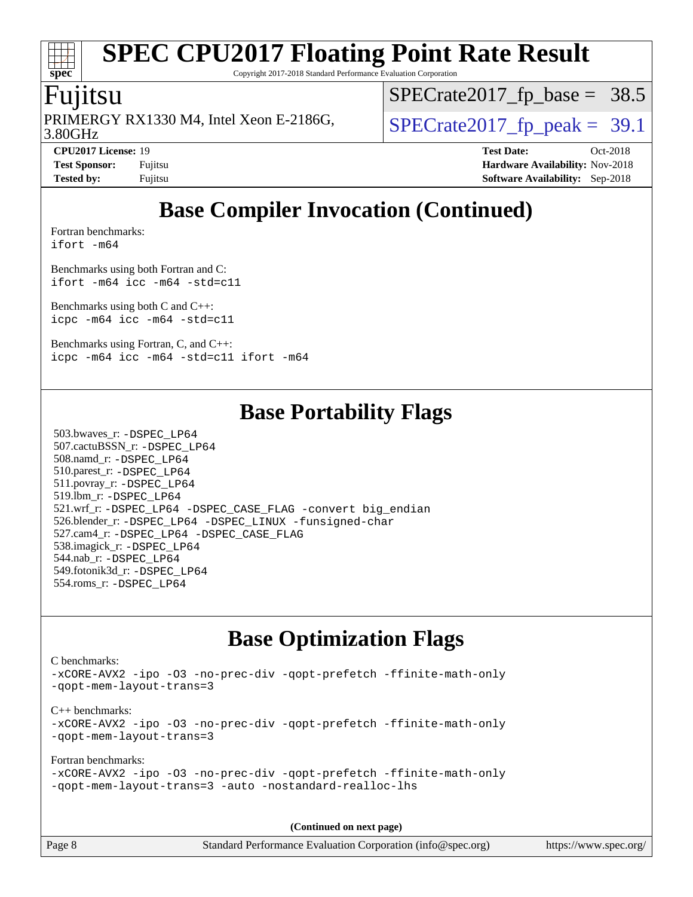# Base Compiler Invocation (Continued)

Fortran benchmarks:
```
ifort -m64
```

Benchmarks using both Fortran and C:
```
ifort -m64 icc -m64 -std=c11
```

Benchmarks using both C and C++:
```
icpc -m64 icc -m64 -std=c11
```

Benchmarks using Fortran, C, and C++:
```
icpc -m64 icc -m64 -std=c11 ifort -m64
```

# Base Portability Flags

503.bwaves_r: -DSPEC_LP64
507.cactuBSSN_r: -DSPEC_LP64
508.namd_r: -DSPEC_LP64
510.parest_r: -DSPEC_LP64
511.povray_r: -DSPEC_LP64
519.lbm_r: -DSPEC_LP64
521.wrf_r: -DSPEC_LP64 -DSPEC_CASE_FLAG -convert big_endian
526.blender_r: -DSPEC_LP64 -DSPEC_LINUX -funsigned-char
527.cam4_r: -DSPEC_LP64 -DSPEC_CASE_FLAG
538.imagick_r: -DSPEC_LP64
544.nab_r: -DSPEC_LP64
549.fotonik3d_r: -DSPEC_LP64
554.roms_r: -DSPEC_LP64

# Base Optimization Flags

C benchmarks:
```
-xCORE-AVX2 -ipo -O3 -no-prec-div -qopt-prefetch -ffinite-math-only
-qopt-mem-layout-trans=3
```

C++ benchmarks:
```
-xCORE-AVX2 -ipo -O3 -no-prec-div -qopt-prefetch -ffinite-math-only
-qopt-mem-layout-trans=3
```

Fortran benchmarks:
```
-xCORE-AVX2 -ipo -O3 -no-prec-div -qopt-prefetch -ffinite-math-only
-qopt-mem-layout-trans=3 -auto -nostandard-realloc-lhs
```

**(Continued on next page)**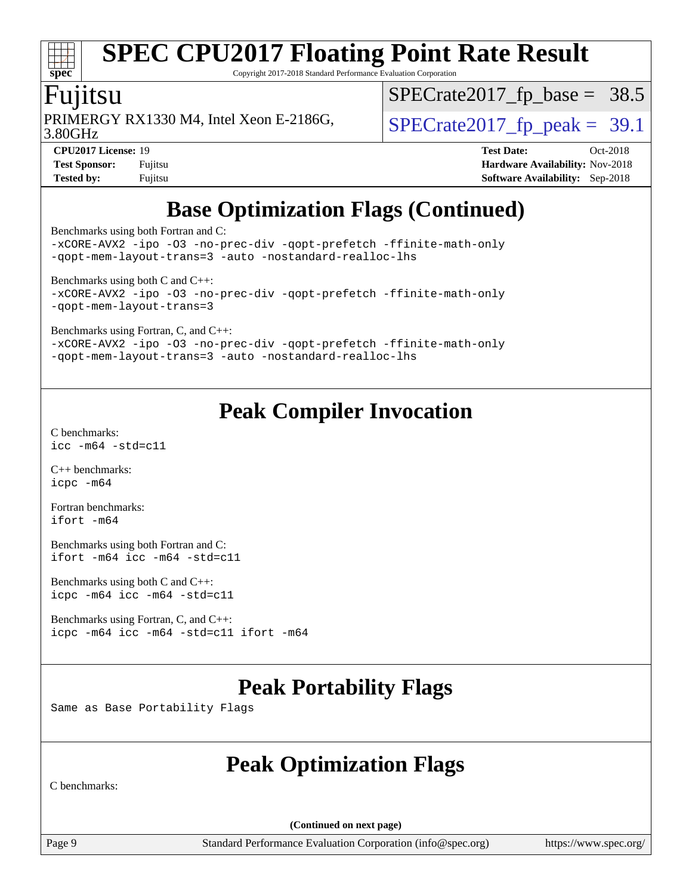## Base Optimization Flags (Continued)

Benchmarks using both Fortran and C:
```
-xCORE-AVX2 -ipo -O3 -no-prec-div -qopt-prefetch -ffinite-math-only
-qopt-mem-layout-trans=3 -auto -nostandard-realloc-lhs
```

Benchmarks using both C and C++:
```
-xCORE-AVX2 -ipo -O3 -no-prec-div -qopt-prefetch -ffinite-math-only
-qopt-mem-layout-trans=3
```

Benchmarks using Fortran, C, and C++:
```
-xCORE-AVX2 -ipo -O3 -no-prec-div -qopt-prefetch -ffinite-math-only
-qopt-mem-layout-trans=3 -auto -nostandard-realloc-lhs
```

## Peak Compiler Invocation

C benchmarks:
```
icc -m64 -std=c11
```

C++ benchmarks:
```
icpc -m64
```

Fortran benchmarks:
```
ifort -m64
```

Benchmarks using both Fortran and C:
```
ifort -m64 icc -m64 -std=c11
```

Benchmarks using both C and C++:
```
icpc -m64 icc -m64 -std=c11
```

Benchmarks using Fortran, C, and C++:
```
icpc -m64 icc -m64 -std=c11 ifort -m64
```

## Peak Portability Flags

Same as Base Portability Flags

## Peak Optimization Flags

C benchmarks:

(Continued on next page)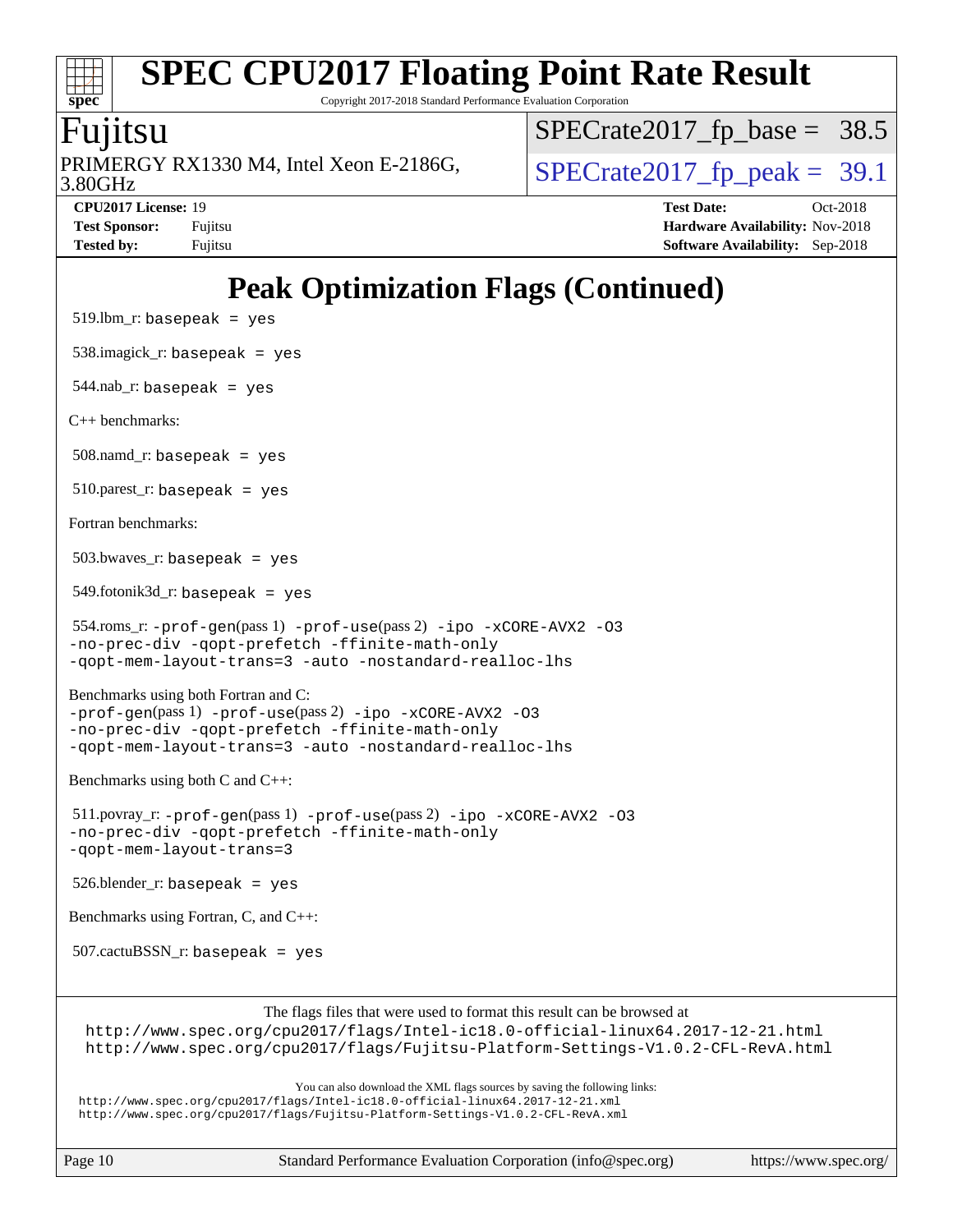# SPEC CPU2017 Floating Point Rate Result

Copyright 2017-2018 Standard Performance Evaluation Corporation

**Fujitsu**

PRIMERGY RX1330 M4, Intel Xeon E-2186G, 3.80GHz

SPECrate2017_fp_base = 38.5

SPECrate2017_fp_peak = 39.1

| | | | |
|---|---|---|---|
| **CPU2017 License:** | 19 | **Test Date:** | Oct-2018 |
| **Test Sponsor:** | Fujitsu | **Hardware Availability:** | Nov-2018 |
| **Tested by:** | Fujitsu | **Software Availability:** | Sep-2018 |

## Peak Optimization Flags (Continued)

519.lbm_r: `basepeak = yes`

538.imagick_r: `basepeak = yes`

544.nab_r: `basepeak = yes`

C++ benchmarks:

508.namd_r: `basepeak = yes`

510.parest_r: `basepeak = yes`

Fortran benchmarks:

503.bwaves_r: `basepeak = yes`

549.fotonik3d_r: `basepeak = yes`

554.roms_r: `-prof-gen`(pass 1) `-prof-use`(pass 2) `-ipo -xCORE-AVX2 -O3 -no-prec-div -qopt-prefetch -ffinite-math-only -qopt-mem-layout-trans=3 -auto -nostandard-realloc-lhs`

Benchmarks using both Fortran and C:
`-prof-gen`(pass 1) `-prof-use`(pass 2) `-ipo -xCORE-AVX2 -O3 -no-prec-div -qopt-prefetch -ffinite-math-only -qopt-mem-layout-trans=3 -auto -nostandard-realloc-lhs`

Benchmarks using both C and C++:

511.povray_r: `-prof-gen`(pass 1) `-prof-use`(pass 2) `-ipo -xCORE-AVX2 -O3 -no-prec-div -qopt-prefetch -ffinite-math-only -qopt-mem-layout-trans=3`

526.blender_r: `basepeak = yes`

Benchmarks using Fortran, C, and C++:

507.cactuBSSN_r: `basepeak = yes`

The flags files that were used to format this result can be browsed at
http://www.spec.org/cpu2017/flags/Intel-ic18.0-official-linux64.2017-12-21.html
http://www.spec.org/cpu2017/flags/Fujitsu-Platform-Settings-V1.0.2-CFL-RevA.html

You can also download the XML flags sources by saving the following links:
http://www.spec.org/cpu2017/flags/Intel-ic18.0-official-linux64.2017-12-21.xml
http://www.spec.org/cpu2017/flags/Fujitsu-Platform-Settings-V1.0.2-CFL-RevA.xml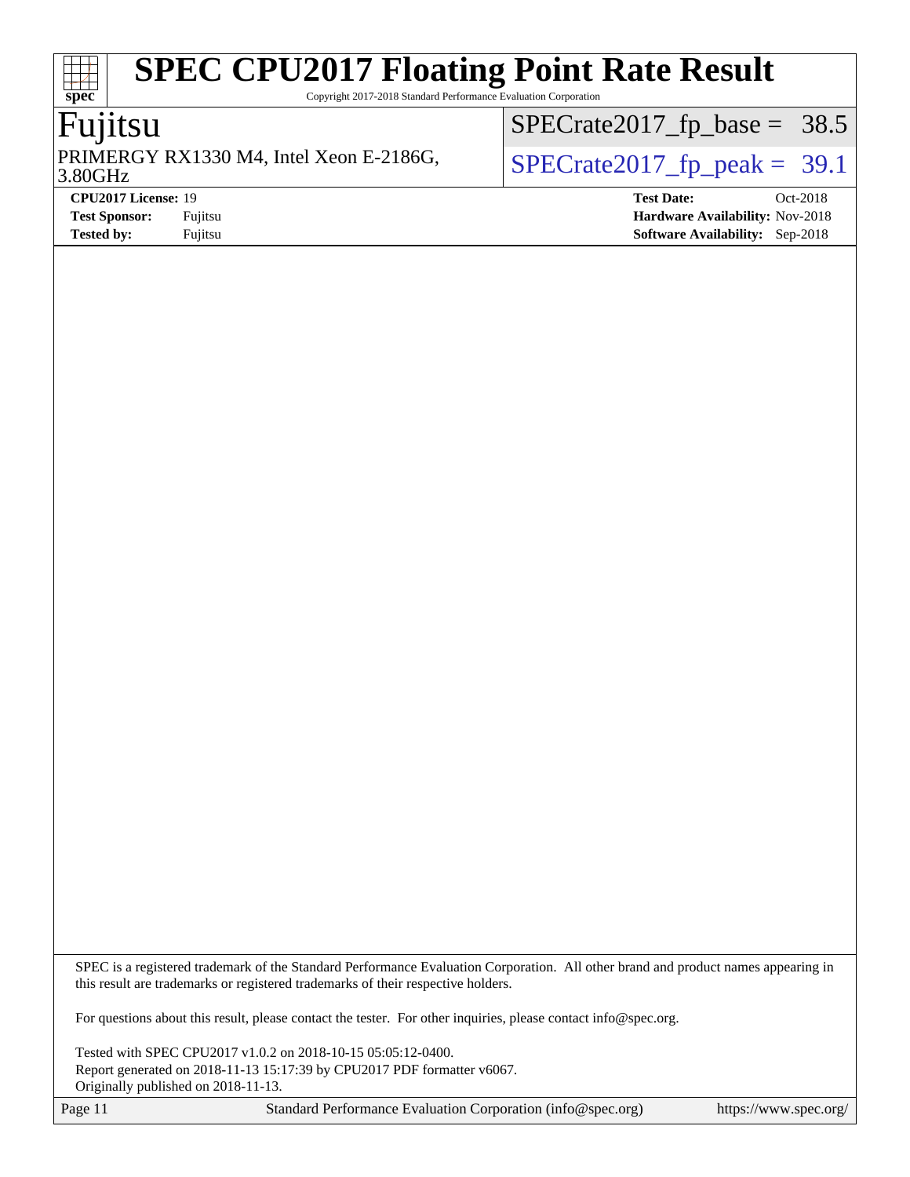SPEC is a registered trademark of the Standard Performance Evaluation Corporation. All other brand and product names appearing in this result are trademarks or registered trademarks of their respective holders.

For questions about this result, please contact the tester. For other inquiries, please contact info@spec.org.

Tested with SPEC CPU2017 v1.0.2 on 2018-10-15 05:05:12-0400.
Report generated on 2018-11-13 15:17:39 by CPU2017 PDF formatter v6067.
Originally published on 2018-11-13.